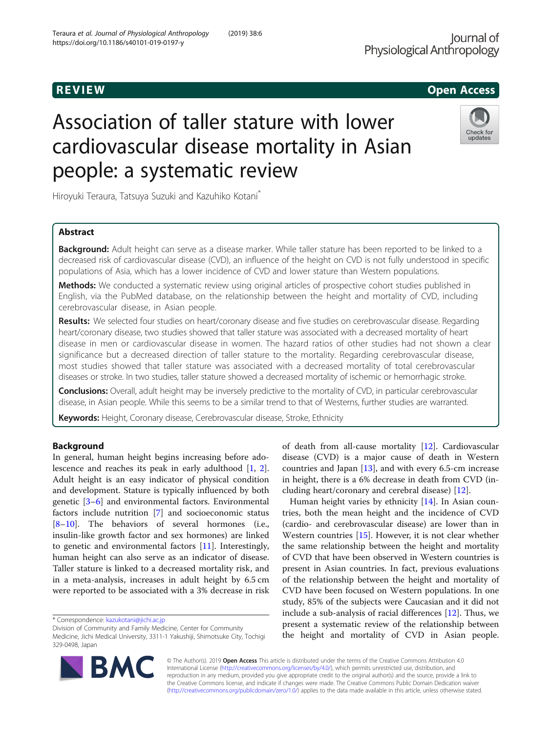REVIEW

Open Access

# Association of taller stature with lower cardiovascular disease mortality in Asian people: a systematic review

Hiroyuki Teraura, Tatsuya Suzuki and Kazuhiko Kotani*

## Abstract

**Background:** Adult height can serve as a disease marker. While taller stature has been reported to be linked to a decreased risk of cardiovascular disease (CVD), an influence of the height on CVD is not fully understood in specific populations of Asia, which has a lower incidence of CVD and lower stature than Western populations.

**Methods:** We conducted a systematic review using original articles of prospective cohort studies published in English, via the PubMed database, on the relationship between the height and mortality of CVD, including cerebrovascular disease, in Asian people.

**Results:** We selected four studies on heart/coronary disease and five studies on cerebrovascular disease. Regarding heart/coronary disease, two studies showed that taller stature was associated with a decreased mortality of heart disease in men or cardiovascular disease in women. The hazard ratios of other studies had not shown a clear significance but a decreased direction of taller stature to the mortality. Regarding cerebrovascular disease, most studies showed that taller stature was associated with a decreased mortality of total cerebrovascular diseases or stroke. In two studies, taller stature showed a decreased mortality of ischemic or hemorrhagic stroke.

**Conclusions:** Overall, adult height may be inversely predictive to the mortality of CVD, in particular cerebrovascular disease, in Asian people. While this seems to be a similar trend to that of Westerns, further studies are warranted.

**Keywords:** Height, Coronary disease, Cerebrovascular disease, Stroke, Ethnicity

## Background

In general, human height begins increasing before adolescence and reaches its peak in early adulthood [1, 2]. Adult height is an easy indicator of physical condition and development. Stature is typically influenced by both genetic [3–6] and environmental factors. Environmental factors include nutrition [7] and socioeconomic status [8–10]. The behaviors of several hormones (i.e., insulin-like growth factor and sex hormones) are linked to genetic and environmental factors [11]. Interestingly, human height can also serve as an indicator of disease. Taller stature is linked to a decreased mortality risk, and in a meta-analysis, increases in adult height by 6.5 cm were reported to be associated with a 3% decrease in risk of death from all-cause mortality [12]. Cardiovascular disease (CVD) is a major cause of death in Western countries and Japan [13], and with every 6.5-cm increase in height, there is a 6% decrease in death from CVD (including heart/coronary and cerebral disease) [12].

Human height varies by ethnicity [14]. In Asian countries, both the mean height and the incidence of CVD (cardio- and cerebrovascular disease) are lower than in Western countries [15]. However, it is not clear whether the same relationship between the height and mortality of CVD that have been observed in Western countries is present in Asian countries. In fact, previous evaluations of the relationship between the height and mortality of CVD have been focused on Western populations. In one study, 85% of the subjects were Caucasian and it did not include a sub-analysis of racial differences [12]. Thus, we present a systematic review of the relationship between the height and mortality of CVD in Asian people.

* Correspondence: kazukotani@jichi.ac.jp
Division of Community and Family Medicine, Center for Community Medicine, Jichi Medical University, 3311-1 Yakushiji, Shimotsuke City, Tochigi 329-0498, Japan

© The Author(s). 2019 **Open Access** This article is distributed under the terms of the Creative Commons Attribution 4.0 International License (http://creativecommons.org/licenses/by/4.0/), which permits unrestricted use, distribution, and reproduction in any medium, provided you give appropriate credit to the original author(s) and the source, provide a link to the Creative Commons license, and indicate if changes were made. The Creative Commons Public Domain Dedication waiver (http://creativecommons.org/publicdomain/zero/1.0/) applies to the data made available in this article, unless otherwise stated.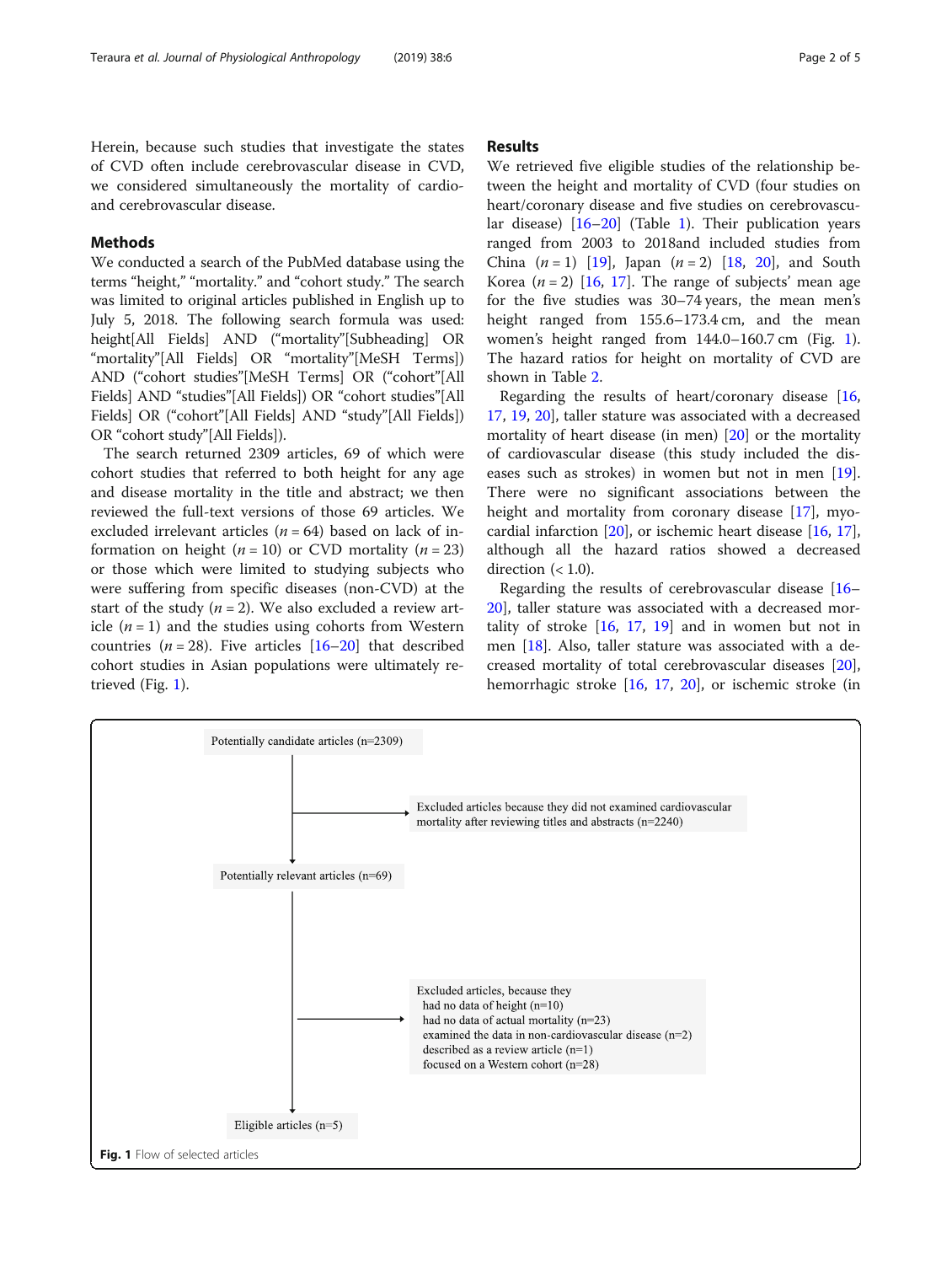Herein, because such studies that investigate the states of CVD often include cerebrovascular disease in CVD, we considered simultaneously the mortality of cardio- and cerebrovascular disease.

## Methods

We conducted a search of the PubMed database using the terms "height," "mortality." and "cohort study." The search was limited to original articles published in English up to July 5, 2018. The following search formula was used: height[All Fields] AND ("mortality"[Subheading] OR "mortality"[All Fields] OR "mortality"[MeSH Terms]) AND ("cohort studies"[MeSH Terms] OR ("cohort"[All Fields] AND "studies"[All Fields]) OR "cohort studies"[All Fields] OR ("cohort"[All Fields] AND "study"[All Fields]) OR "cohort study"[All Fields]).

The search returned 2309 articles, 69 of which were cohort studies that referred to both height for any age and disease mortality in the title and abstract; we then reviewed the full-text versions of those 69 articles. We excluded irrelevant articles ($n = 64$) based on lack of information on height ($n = 10$) or CVD mortality ($n = 23$) or those which were limited to studying subjects who were suffering from specific diseases (non-CVD) at the start of the study ($n = 2$). We also excluded a review article ($n = 1$) and the studies using cohorts from Western countries ($n = 28$). Five articles [16–20] that described cohort studies in Asian populations were ultimately retrieved (Fig. 1).

## Results

We retrieved five eligible studies of the relationship between the height and mortality of CVD (four studies on heart/coronary disease and five studies on cerebrovascular disease) [16–20] (Table 1). Their publication years ranged from 2003 to 2018and included studies from China ($n = 1$) [19], Japan ($n = 2$) [18, 20], and South Korea ($n = 2$) [16, 17]. The range of subjects' mean age for the five studies was 30–74 years, the mean men's height ranged from 155.6–173.4 cm, and the mean women's height ranged from 144.0–160.7 cm (Fig. 1). The hazard ratios for height on mortality of CVD are shown in Table 2.

Regarding the results of heart/coronary disease [16, 17, 19, 20], taller stature was associated with a decreased mortality of heart disease (in men) [20] or the mortality of cardiovascular disease (this study included the diseases such as strokes) in women but not in men [19]. There were no significant associations between the height and mortality from coronary disease [17], myocardial infarction [20], or ischemic heart disease [16, 17], although all the hazard ratios showed a decreased direction (< 1.0).

Regarding the results of cerebrovascular disease [16–20], taller stature was associated with a decreased mortality of stroke [16, 17, 19] and in women but not in men [18]. Also, taller stature was associated with a decreased mortality of total cerebrovascular diseases [20], hemorrhagic stroke [16, 17, 20], or ischemic stroke (in

Potentially candidate articles (n=2309)

→ Excluded articles because they did not examined cardiovascular mortality after reviewing titles and abstracts (n=2240)

Potentially relevant articles (n=69)

→ Excluded articles, because they
- had no data of height (n=10)
- had no data of actual mortality (n=23)
- examined the data in non-cardiovascular disease (n=2)
- described as a review article (n=1)
- focused on a Western cohort (n=28)

Eligible articles (n=5)

**Fig. 1** Flow of selected articles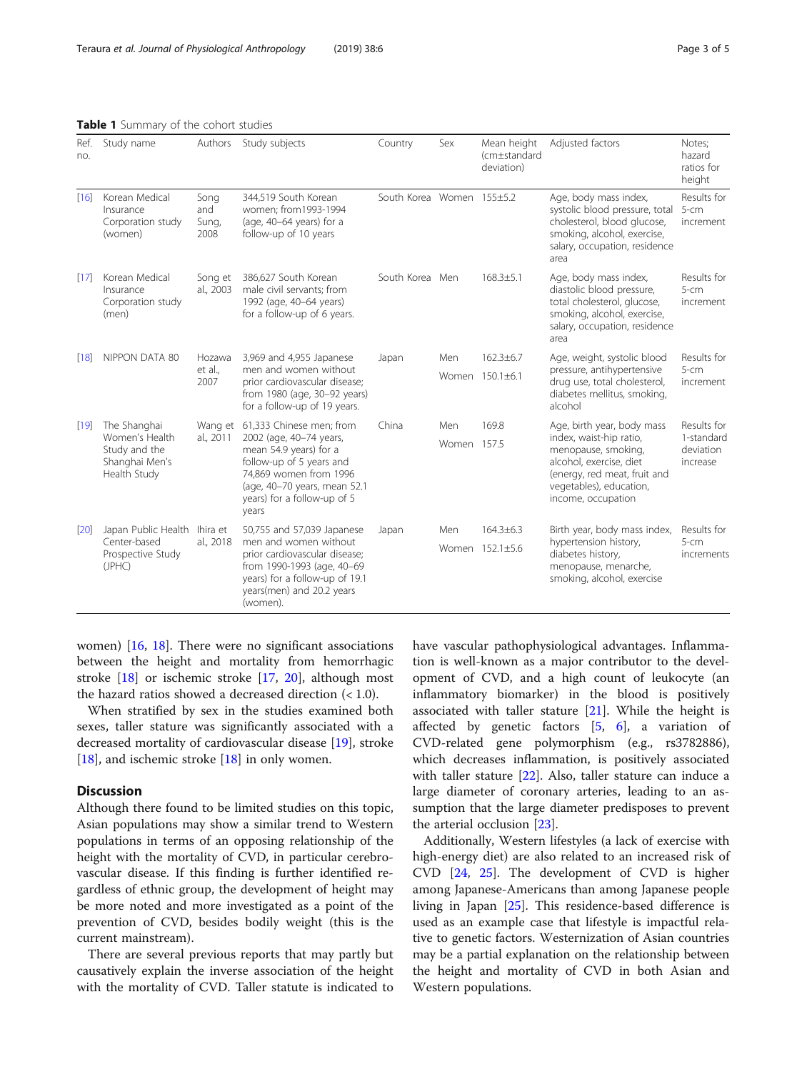**Table 1** Summary of the cohort studies

| Ref. no. | Study name | Authors | Study subjects | Country | Sex | Mean height (cm±standard deviation) | Adjusted factors | Notes; hazard ratios for height |
|---|---|---|---|---|---|---|---|---|
| [16] | Korean Medical Insurance Corporation study (women) | Song and Sung, 2008 | 344,519 South Korean women; from1993-1994 (age, 40–64 years) for a follow-up of 10 years | South Korea | Women | 155±5.2 | Age, body mass index, systolic blood pressure, total cholesterol, blood glucose, smoking, alcohol, exercise, salary, occupation, residence area | Results for 5-cm increment |
| [17] | Korean Medical Insurance Corporation study (men) | Song et al., 2003 | 386,627 South Korean male civil servants; from 1992 (age, 40–64 years) for a follow-up of 6 years. | South Korea | Men | 168.3±5.1 | Age, body mass index, diastolic blood pressure, total cholesterol, glucose, smoking, alcohol, exercise, salary, occupation, residence area | Results for 5-cm increment |
| [18] | NIPPON DATA 80 | Hozawa et al., 2007 | 3,969 and 4,955 Japanese men and women without prior cardiovascular disease; from 1980 (age, 30–92 years) for a follow-up of 19 years. | Japan | Men<br>Women | 162.3±6.7<br>150.1±6.1 | Age, weight, systolic blood pressure, antihypertensive drug use, total cholesterol, diabetes mellitus, smoking, alcohol | Results for 5-cm increment |
| [19] | The Shanghai Women's Health Study and the Shanghai Men's Health Study | Wang et al., 2011 | 61,333 Chinese men; from 2002 (age, 40–74 years, mean 54.9 years) for a follow-up of 5 years and 74,869 women from 1996 (age, 40–70 years, mean 52.1 years) for a follow-up of 5 years | China | Men<br>Women | 169.8<br>157.5 | Age, birth year, body mass index, waist-hip ratio, menopause, smoking, alcohol, exercise, diet (energy, red meat, fruit and vegetables), education, income, occupation | Results for 1-standard deviation increase |
| [20] | Japan Public Health Center-based Prospective Study (JPHC) | Ihira et al., 2018 | 50,755 and 57,039 Japanese men and women without prior cardiovascular disease; from 1990-1993 (age, 40–69 years) for a follow-up of 19.1 years(men) and 20.2 years (women). | Japan | Men<br>Women | 164.3±6.3<br>152.1±5.6 | Birth year, body mass index, hypertension history, diabetes history, menopause, menarche, smoking, alcohol, exercise | Results for 5-cm increments |

women) [16, 18]. There were no significant associations between the height and mortality from hemorrhagic stroke [18] or ischemic stroke [17, 20], although most the hazard ratios showed a decreased direction (< 1.0).

When stratified by sex in the studies examined both sexes, taller stature was significantly associated with a decreased mortality of cardiovascular disease [19], stroke [18], and ischemic stroke [18] in only women.

## Discussion

Although there found to be limited studies on this topic, Asian populations may show a similar trend to Western populations in terms of an opposing relationship of the height with the mortality of CVD, in particular cerebrovascular disease. If this finding is further identified regardless of ethnic group, the development of height may be more noted and more investigated as a point of the prevention of CVD, besides bodily weight (this is the current mainstream).

There are several previous reports that may partly but causatively explain the inverse association of the height with the mortality of CVD. Taller statute is indicated to have vascular pathophysiological advantages. Inflammation is well-known as a major contributor to the development of CVD, and a high count of leukocyte (an inflammatory biomarker) in the blood is positively associated with taller stature [21]. While the height is affected by genetic factors [5, 6], a variation of CVD-related gene polymorphism (e.g., rs3782886), which decreases inflammation, is positively associated with taller stature [22]. Also, taller stature can induce a large diameter of coronary arteries, leading to an assumption that the large diameter predisposes to prevent the arterial occlusion [23].

Additionally, Western lifestyles (a lack of exercise with high-energy diet) are also related to an increased risk of CVD [24, 25]. The development of CVD is higher among Japanese-Americans than among Japanese people living in Japan [25]. This residence-based difference is used as an example case that lifestyle is impactful relative to genetic factors. Westernization of Asian countries may be a partial explanation on the relationship between the height and mortality of CVD in both Asian and Western populations.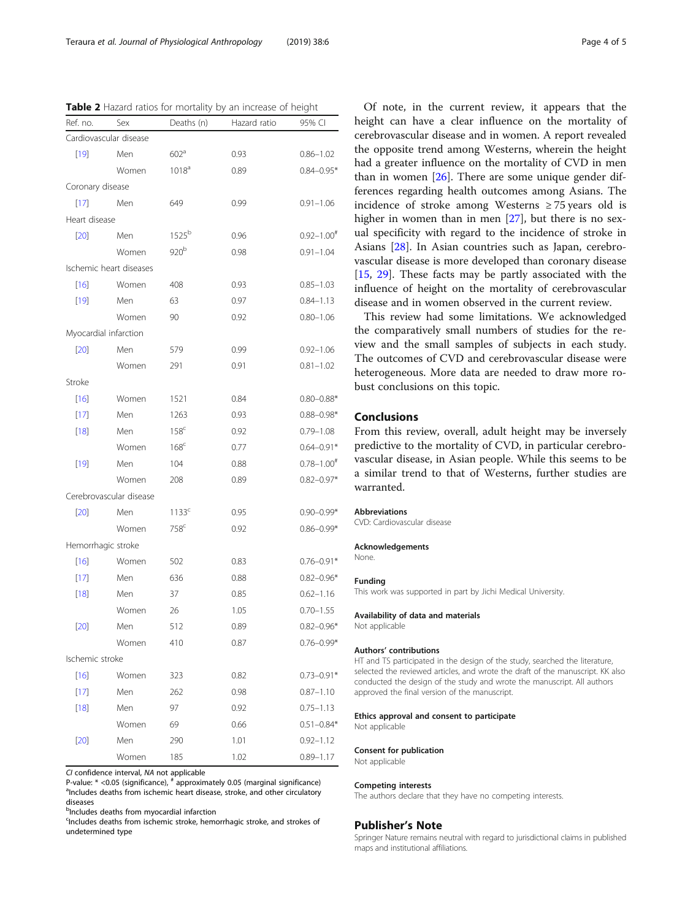**Table 2** Hazard ratios for mortality by an increase of height

| Ref. no. | Sex | Deaths (n) | Hazard ratio | 95% CI |
|---|---|---|---|---|
| Cardiovascular disease | | | | |
| [19] | Men | 602[a] | 0.93 | 0.86–1.02 |
| | Women | 1018[a] | 0.89 | 0.84–0.95* |
| Coronary disease | | | | |
| [17] | Men | 649 | 0.99 | 0.91–1.06 |
| Heart disease | | | | |
| [20] | Men | 1525[b] | 0.96 | 0.92–1.00# |
| | Women | 920[b] | 0.98 | 0.91–1.04 |
| Ischemic heart diseases | | | | |
| [16] | Women | 408 | 0.93 | 0.85–1.03 |
| [19] | Men | 63 | 0.97 | 0.84–1.13 |
| | Women | 90 | 0.92 | 0.80–1.06 |
| Myocardial infarction | | | | |
| [20] | Men | 579 | 0.99 | 0.92–1.06 |
| | Women | 291 | 0.91 | 0.81–1.02 |
| Stroke | | | | |
| [16] | Women | 1521 | 0.84 | 0.80–0.88* |
| [17] | Men | 1263 | 0.93 | 0.88–0.98* |
| [18] | Men | 158[c] | 0.92 | 0.79–1.08 |
| | Women | 168[c] | 0.77 | 0.64–0.91* |
| [19] | Men | 104 | 0.88 | 0.78–1.00# |
| | Women | 208 | 0.89 | 0.82–0.97* |
| Cerebrovascular disease | | | | |
| [20] | Men | 1133[c] | 0.95 | 0.90–0.99* |
| | Women | 758[c] | 0.92 | 0.86–0.99* |
| Hemorrhagic stroke | | | | |
| [16] | Women | 502 | 0.83 | 0.76–0.91* |
| [17] | Men | 636 | 0.88 | 0.82–0.96* |
| [18] | Men | 37 | 0.85 | 0.62–1.16 |
| | Women | 26 | 1.05 | 0.70–1.55 |
| [20] | Men | 512 | 0.89 | 0.82–0.96* |
| | Women | 410 | 0.87 | 0.76–0.99* |
| Ischemic stroke | | | | |
| [16] | Women | 323 | 0.82 | 0.73–0.91* |
| [17] | Men | 262 | 0.98 | 0.87–1.10 |
| [18] | Men | 97 | 0.92 | 0.75–1.13 |
| | Women | 69 | 0.66 | 0.51–0.84* |
| [20] | Men | 290 | 1.01 | 0.92–1.12 |
| | Women | 185 | 1.02 | 0.89–1.17 |

*CI* confidence interval, *NA* not applicable
P-value: * <0.05 (significance), # approximately 0.05 (marginal significance)
[a]Includes deaths from ischemic heart disease, stroke, and other circulatory diseases
[b]Includes deaths from myocardial infarction
[c]Includes deaths from ischemic stroke, hemorrhagic stroke, and strokes of undetermined type

Of note, in the current review, it appears that the height can have a clear influence on the mortality of cerebrovascular disease and in women. A report revealed the opposite trend among Westerns, wherein the height had a greater influence on the mortality of CVD in men than in women [26]. There are some unique gender differences regarding health outcomes among Asians. The incidence of stroke among Westerns ≥ 75 years old is higher in women than in men [27], but there is no sexual specificity with regard to the incidence of stroke in Asians [28]. In Asian countries such as Japan, cerebrovascular disease is more developed than coronary disease [15, 29]. These facts may be partly associated with the influence of height on the mortality of cerebrovascular disease and in women observed in the current review.

This review had some limitations. We acknowledged the comparatively small numbers of studies for the review and the small samples of subjects in each study. The outcomes of CVD and cerebrovascular disease were heterogeneous. More data are needed to draw more robust conclusions on this topic.

## Conclusions

From this review, overall, adult height may be inversely predictive to the mortality of CVD, in particular cerebrovascular disease, in Asian people. While this seems to be a similar trend to that of Westerns, further studies are warranted.

### Abbreviations

CVD: Cardiovascular disease

### Acknowledgements

None.

### Funding

This work was supported in part by Jichi Medical University.

### Availability of data and materials

Not applicable

### Authors' contributions

HT and TS participated in the design of the study, searched the literature, selected the reviewed articles, and wrote the draft of the manuscript. KK also conducted the design of the study and wrote the manuscript. All authors approved the final version of the manuscript.

### Ethics approval and consent to participate

Not applicable

### Consent for publication

Not applicable

### Competing interests

The authors declare that they have no competing interests.

## Publisher's Note

Springer Nature remains neutral with regard to jurisdictional claims in published maps and institutional affiliations.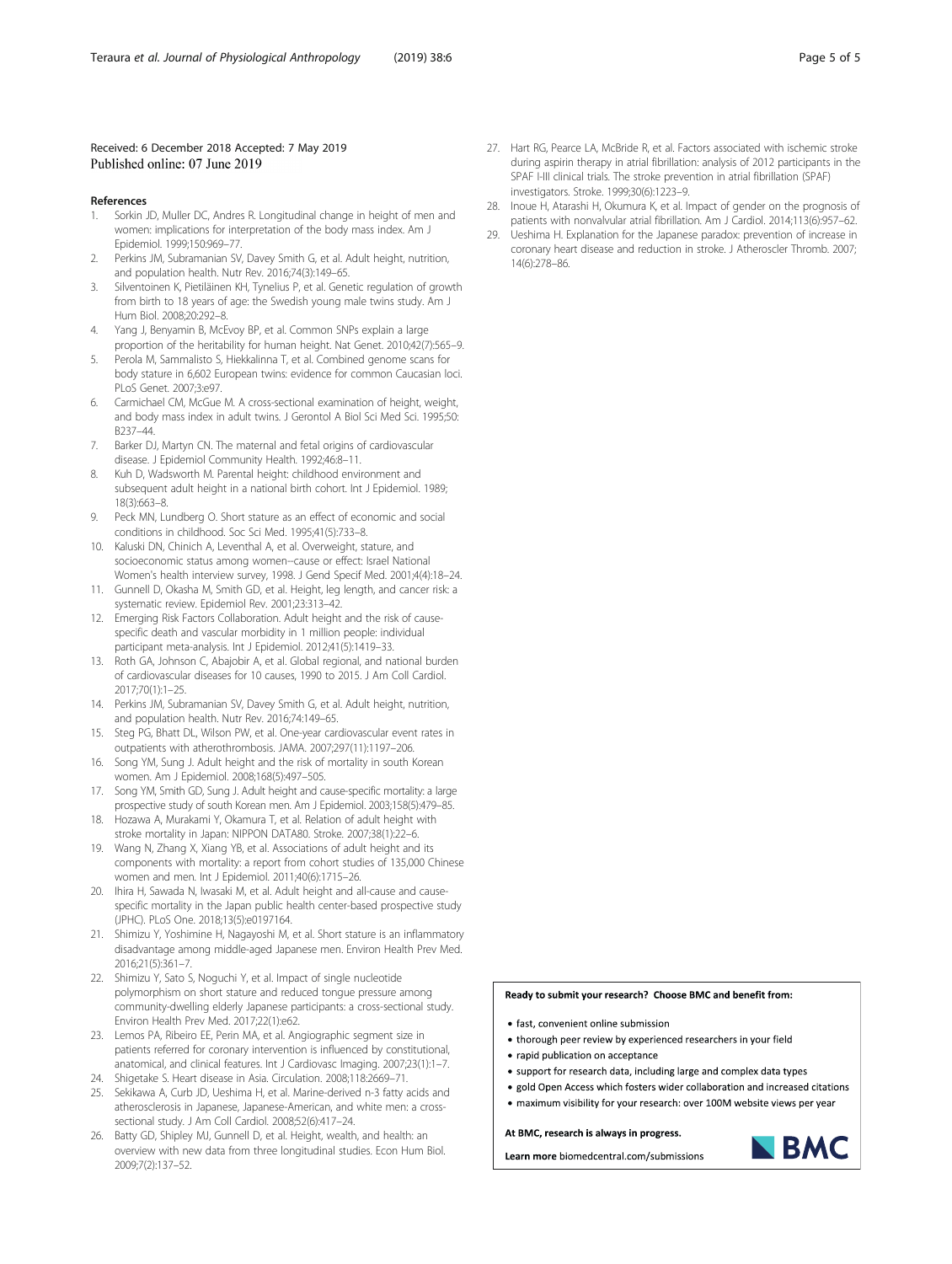Received: 6 December 2018 Accepted: 7 May 2019
Published online: 07 June 2019

## References

1. Sorkin JD, Muller DC, Andres R. Longitudinal change in height of men and women: implications for interpretation of the body mass index. Am J Epidemiol. 1999;150:969–77.
2. Perkins JM, Subramanian SV, Davey Smith G, et al. Adult height, nutrition, and population health. Nutr Rev. 2016;74(3):149–65.
3. Silventoinen K, Pietiläinen KH, Tynelius P, et al. Genetic regulation of growth from birth to 18 years of age: the Swedish young male twins study. Am J Hum Biol. 2008;20:292–8.
4. Yang J, Benyamin B, McEvoy BP, et al. Common SNPs explain a large proportion of the heritability for human height. Nat Genet. 2010;42(7):565–9.
5. Perola M, Sammalisto S, Hiekkalinna T, et al. Combined genome scans for body stature in 6,602 European twins: evidence for common Caucasian loci. PLoS Genet. 2007;3:e97.
6. Carmichael CM, McGue M. A cross-sectional examination of height, weight, and body mass index in adult twins. J Gerontol A Biol Sci Med Sci. 1995;50: B237–44.
7. Barker DJ, Martyn CN. The maternal and fetal origins of cardiovascular disease. J Epidemiol Community Health. 1992;46:8–11.
8. Kuh D, Wadsworth M. Parental height: childhood environment and subsequent adult height in a national birth cohort. Int J Epidemiol. 1989; 18(3):663–8.
9. Peck MN, Lundberg O. Short stature as an effect of economic and social conditions in childhood. Soc Sci Med. 1995;41(5):733–8.
10. Kaluski DN, Chinich A, Leventhal A, et al. Overweight, stature, and socioeconomic status among women--cause or effect: Israel National Women's health interview survey, 1998. J Gend Specif Med. 2001;4(4):18–24.
11. Gunnell D, Okasha M, Smith GD, et al. Height, leg length, and cancer risk: a systematic review. Epidemiol Rev. 2001;23:313–42.
12. Emerging Risk Factors Collaboration. Adult height and the risk of cause-specific death and vascular morbidity in 1 million people: individual participant meta-analysis. Int J Epidemiol. 2012;41(5):1419–33.
13. Roth GA, Johnson C, Abajobir A, et al. Global regional, and national burden of cardiovascular diseases for 10 causes, 1990 to 2015. J Am Coll Cardiol. 2017;70(1):1–25.
14. Perkins JM, Subramanian SV, Davey Smith G, et al. Adult height, nutrition, and population health. Nutr Rev. 2016;74:149–65.
15. Steg PG, Bhatt DL, Wilson PW, et al. One-year cardiovascular event rates in outpatients with atherothrombosis. JAMA. 2007;297(11):1197–206.
16. Song YM, Sung J. Adult height and the risk of mortality in south Korean women. Am J Epidemiol. 2008;168(5):497–505.
17. Song YM, Smith GD, Sung J. Adult height and cause-specific mortality: a large prospective study of south Korean men. Am J Epidemiol. 2003;158(5):479–85.
18. Hozawa A, Murakami Y, Okamura T, et al. Relation of adult height with stroke mortality in Japan: NIPPON DATA80. Stroke. 2007;38(1):22–6.
19. Wang N, Zhang X, Xiang YB, et al. Associations of adult height and its components with mortality: a report from cohort studies of 135,000 Chinese women and men. Int J Epidemiol. 2011;40(6):1715–26.
20. Ihira H, Sawada N, Iwasaki M, et al. Adult height and all-cause and cause-specific mortality in the Japan public health center-based prospective study (JPHC). PLoS One. 2018;13(5):e0197164.
21. Shimizu Y, Yoshimine H, Nagayoshi M, et al. Short stature is an inflammatory disadvantage among middle-aged Japanese men. Environ Health Prev Med. 2016;21(5):361–7.
22. Shimizu Y, Sato S, Noguchi Y, et al. Impact of single nucleotide polymorphism on short stature and reduced tongue pressure among community-dwelling elderly Japanese participants: a cross-sectional study. Environ Health Prev Med. 2017;22(1):e62.
23. Lemos PA, Ribeiro EE, Perin MA, et al. Angiographic segment size in patients referred for coronary intervention is influenced by constitutional, anatomical, and clinical features. Int J Cardiovasc Imaging. 2007;23(1):1–7.
24. Shigetake S. Heart disease in Asia. Circulation. 2008;118:2669–71.
25. Sekikawa A, Curb JD, Ueshima H, et al. Marine-derived n-3 fatty acids and atherosclerosis in Japanese, Japanese-American, and white men: a cross-sectional study. J Am Coll Cardiol. 2008;52(6):417–24.
26. Batty GD, Shipley MJ, Gunnell D, et al. Height, wealth, and health: an overview with new data from three longitudinal studies. Econ Hum Biol. 2009;7(2):137–52.
27. Hart RG, Pearce LA, McBride R, et al. Factors associated with ischemic stroke during aspirin therapy in atrial fibrillation: analysis of 2012 participants in the SPAF I-III clinical trials. The stroke prevention in atrial fibrillation (SPAF) investigators. Stroke. 1999;30(6):1223–9.
28. Inoue H, Atarashi H, Okumura K, et al. Impact of gender on the prognosis of patients with nonvalvular atrial fibrillation. Am J Cardiol. 2014;113(6):957–62.
29. Ueshima H. Explanation for the Japanese paradox: prevention of increase in coronary heart disease and reduction in stroke. J Atheroscler Thromb. 2007; 14(6):278–86.

**Ready to submit your research? Choose BMC and benefit from:**

- fast, convenient online submission
- thorough peer review by experienced researchers in your field
- rapid publication on acceptance
- support for research data, including large and complex data types
- gold Open Access which fosters wider collaboration and increased citations
- maximum visibility for your research: over 100M website views per year

**At BMC, research is always in progress.**

**Learn more** biomedcentral.com/submissions

BMC